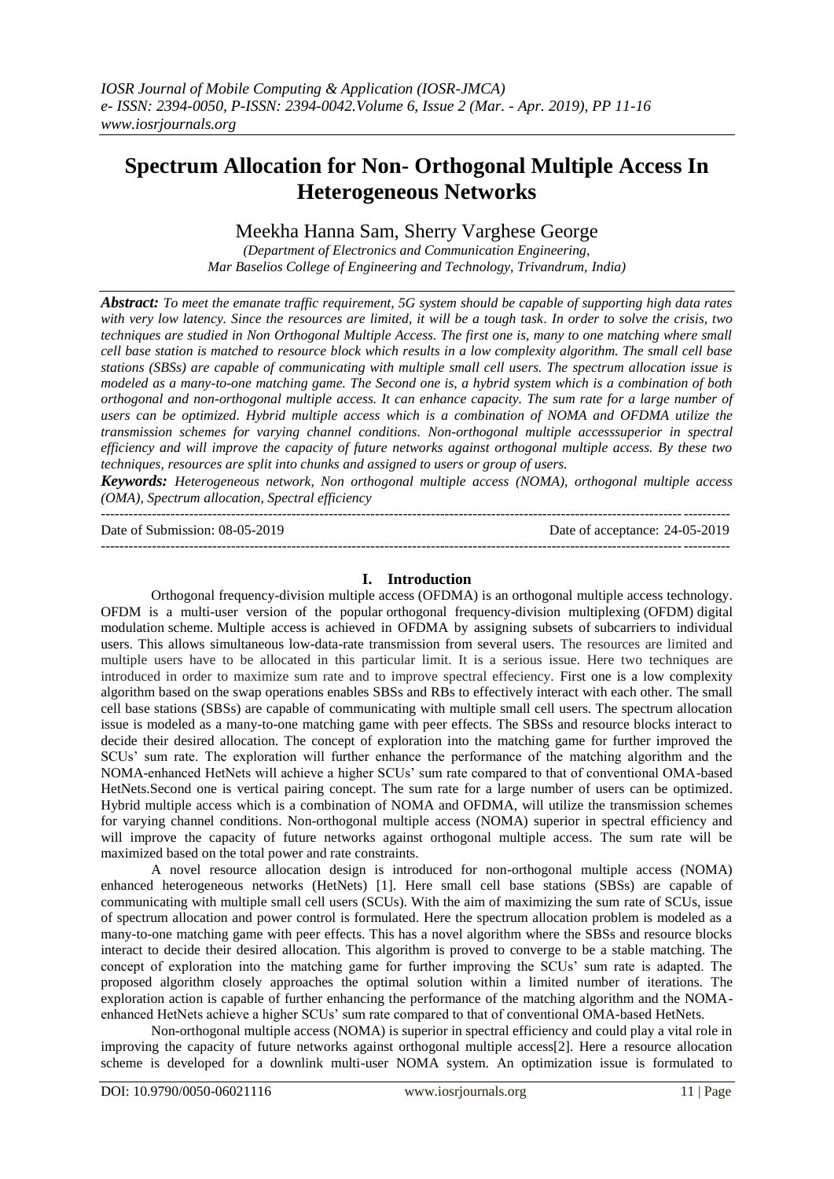# Spectrum Allocation for Non- Orthogonal Multiple Access In Heterogeneous Networks

Meekha Hanna Sam, Sherry Varghese George

*(Department of Electronics and Communication Engineering, Mar Baselios College of Engineering and Technology, Trivandrum, India)*

***Abstract:*** *To meet the emanate traffic requirement, 5G system should be capable of supporting high data rates with very low latency. Since the resources are limited, it will be a tough task. In order to solve the crisis, two techniques are studied in Non Orthogonal Multiple Access. The first one is, many to one matching where small cell base station is matched to resource block which results in a low complexity algorithm. The small cell base stations (SBSs) are capable of communicating with multiple small cell users. The spectrum allocation issue is modeled as a many-to-one matching game. The Second one is, a hybrid system which is a combination of both orthogonal and non-orthogonal multiple access. It can enhance capacity. The sum rate for a large number of users can be optimized. Hybrid multiple access which is a combination of NOMA and OFDMA utilize the transmission schemes for varying channel conditions. Non-orthogonal multiple accesssuperior in spectral efficiency and will improve the capacity of future networks against orthogonal multiple access. By these two techniques, resources are split into chunks and assigned to users or group of users.*

***Keywords:*** *Heterogeneous network, Non orthogonal multiple access (NOMA), orthogonal multiple access (OMA), Spectrum allocation, Spectral efficiency*

---

Date of Submission: 08-05-2019 Date of acceptance: 24-05-2019

---

## I. Introduction

Orthogonal frequency-division multiple access (OFDMA) is an orthogonal multiple access technology. OFDM is a multi-user version of the popular orthogonal frequency-division multiplexing (OFDM) digital modulation scheme. Multiple access is achieved in OFDMA by assigning subsets of subcarriers to individual users. This allows simultaneous low-data-rate transmission from several users. The resources are limited and multiple users have to be allocated in this particular limit. It is a serious issue. Here two techniques are introduced in order to maximize sum rate and to improve spectral effeciency. First one is a low complexity algorithm based on the swap operations enables SBSs and RBs to effectively interact with each other. The small cell base stations (SBSs) are capable of communicating with multiple small cell users. The spectrum allocation issue is modeled as a many-to-one matching game with peer effects. The SBSs and resource blocks interact to decide their desired allocation. The concept of exploration into the matching game for further improved the SCUs' sum rate. The exploration will further enhance the performance of the matching algorithm and the NOMA-enhanced HetNets will achieve a higher SCUs' sum rate compared to that of conventional OMA-based HetNets.Second one is vertical pairing concept. The sum rate for a large number of users can be optimized. Hybrid multiple access which is a combination of NOMA and OFDMA, will utilize the transmission schemes for varying channel conditions. Non-orthogonal multiple access (NOMA) superior in spectral efficiency and will improve the capacity of future networks against orthogonal multiple access. The sum rate will be maximized based on the total power and rate constraints.

A novel resource allocation design is introduced for non-orthogonal multiple access (NOMA) enhanced heterogeneous networks (HetNets) [1]. Here small cell base stations (SBSs) are capable of communicating with multiple small cell users (SCUs). With the aim of maximizing the sum rate of SCUs, issue of spectrum allocation and power control is formulated. Here the spectrum allocation problem is modeled as a many-to-one matching game with peer effects. This has a novel algorithm where the SBSs and resource blocks interact to decide their desired allocation. This algorithm is proved to converge to be a stable matching. The concept of exploration into the matching game for further improving the SCUs' sum rate is adapted. The proposed algorithm closely approaches the optimal solution within a limited number of iterations. The exploration action is capable of further enhancing the performance of the matching algorithm and the NOMA-enhanced HetNets achieve a higher SCUs' sum rate compared to that of conventional OMA-based HetNets.

Non-orthogonal multiple access (NOMA) is superior in spectral efficiency and could play a vital role in improving the capacity of future networks against orthogonal multiple access[2]. Here a resource allocation scheme is developed for a downlink multi-user NOMA system. An optimization issue is formulated to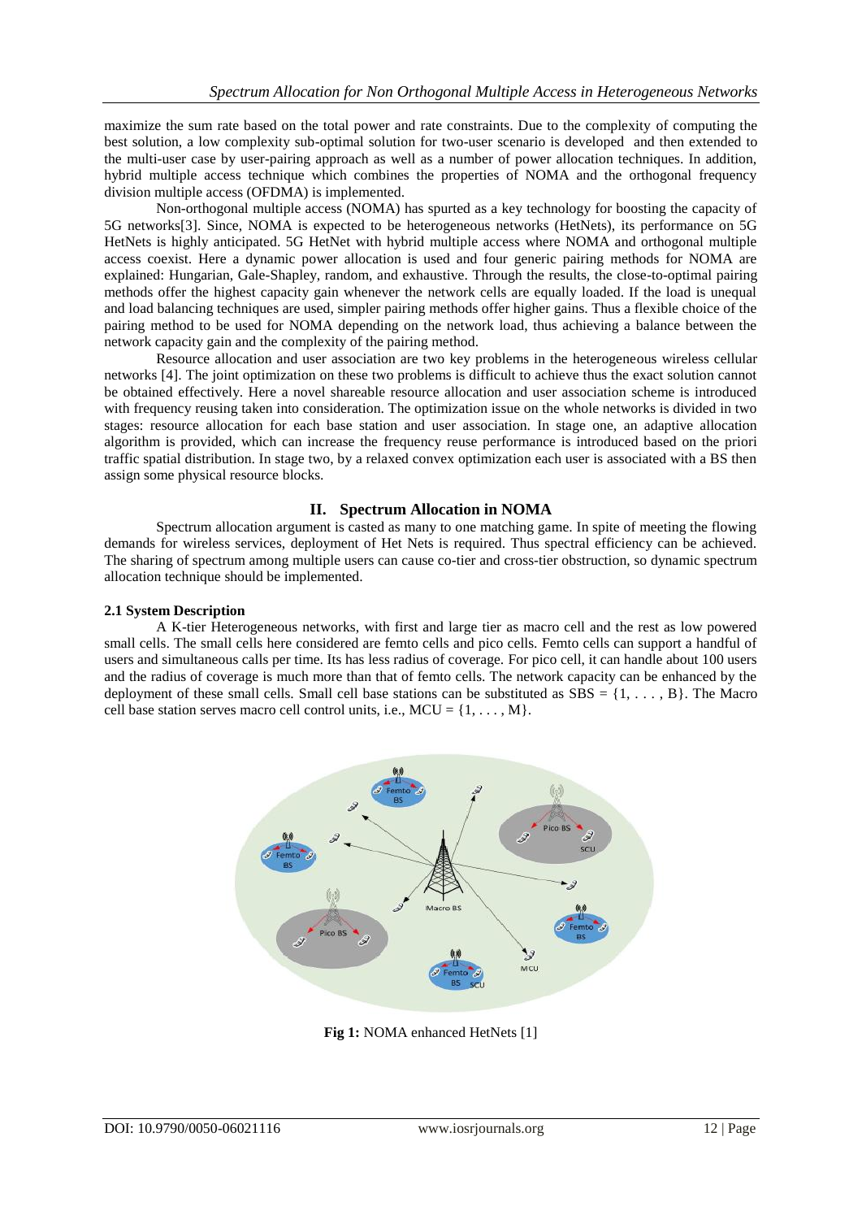maximize the sum rate based on the total power and rate constraints. Due to the complexity of computing the best solution, a low complexity sub-optimal solution for two-user scenario is developed and then extended to the multi-user case by user-pairing approach as well as a number of power allocation techniques. In addition, hybrid multiple access technique which combines the properties of NOMA and the orthogonal frequency division multiple access (OFDMA) is implemented.

Non-orthogonal multiple access (NOMA) has spurted as a key technology for boosting the capacity of 5G networks[3]. Since, NOMA is expected to be heterogeneous networks (HetNets), its performance on 5G HetNets is highly anticipated. 5G HetNet with hybrid multiple access where NOMA and orthogonal multiple access coexist. Here a dynamic power allocation is used and four generic pairing methods for NOMA are explained: Hungarian, Gale-Shapley, random, and exhaustive. Through the results, the close-to-optimal pairing methods offer the highest capacity gain whenever the network cells are equally loaded. If the load is unequal and load balancing techniques are used, simpler pairing methods offer higher gains. Thus a flexible choice of the pairing method to be used for NOMA depending on the network load, thus achieving a balance between the network capacity gain and the complexity of the pairing method.

Resource allocation and user association are two key problems in the heterogeneous wireless cellular networks [4]. The joint optimization on these two problems is difficult to achieve thus the exact solution cannot be obtained effectively. Here a novel shareable resource allocation and user association scheme is introduced with frequency reusing taken into consideration. The optimization issue on the whole networks is divided in two stages: resource allocation for each base station and user association. In stage one, an adaptive allocation algorithm is provided, which can increase the frequency reuse performance is introduced based on the priori traffic spatial distribution. In stage two, by a relaxed convex optimization each user is associated with a BS then assign some physical resource blocks.

## II. Spectrum Allocation in NOMA

Spectrum allocation argument is casted as many to one matching game. In spite of meeting the flowing demands for wireless services, deployment of Het Nets is required. Thus spectral efficiency can be achieved. The sharing of spectrum among multiple users can cause co-tier and cross-tier obstruction, so dynamic spectrum allocation technique should be implemented.

### 2.1 System Description

A K-tier Heterogeneous networks, with first and large tier as macro cell and the rest as low powered small cells. The small cells here considered are femto cells and pico cells. Femto cells can support a handful of users and simultaneous calls per time. Its has less radius of coverage. For pico cell, it can handle about 100 users and the radius of coverage is much more than that of femto cells. The network capacity can be enhanced by the deployment of these small cells. Small cell base stations can be substituted as SBS = $\{1, \ldots, B\}$. The Macro cell base station serves macro cell control units, i.e., MCU = $\{1, \ldots, M\}$.

**Fig 1:** NOMA enhanced HetNets [1]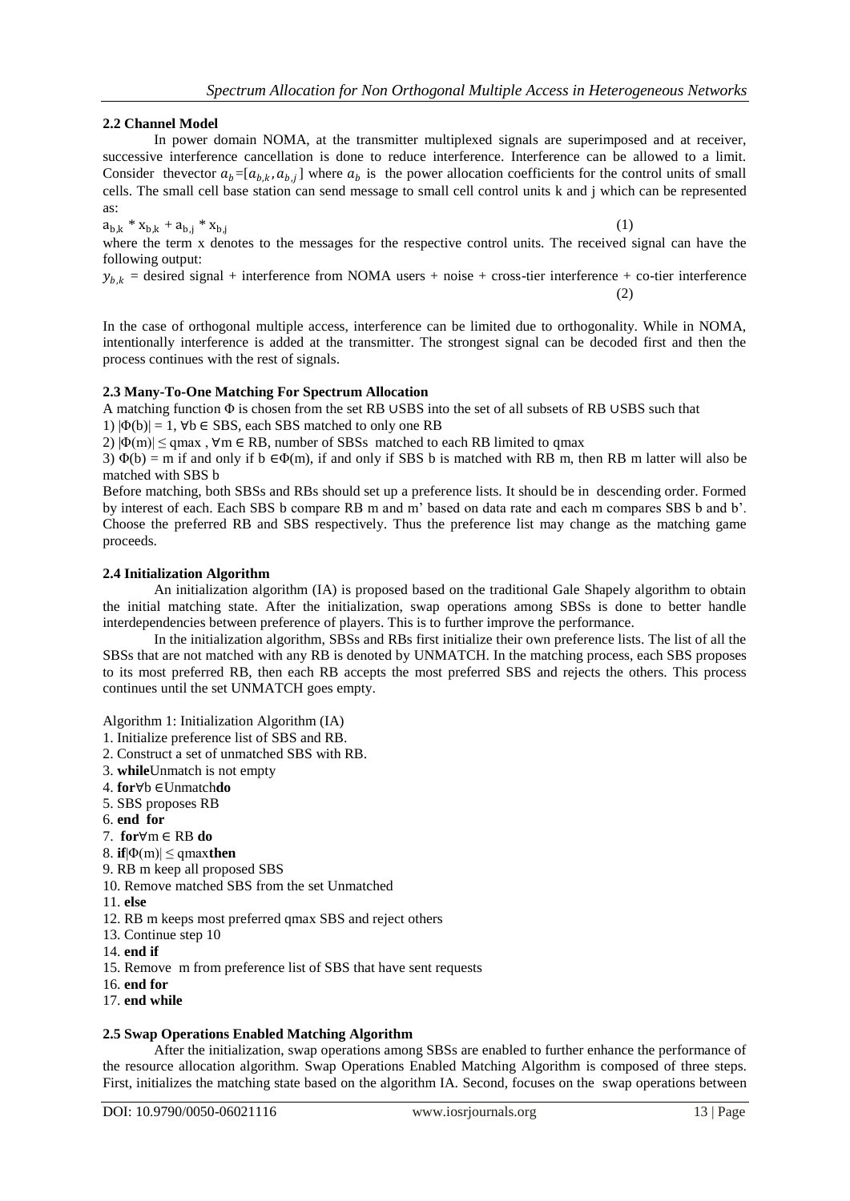### 2.2 Channel Model

In power domain NOMA, at the transmitter multiplexed signals are superimposed and at receiver, successive interference cancellation is done to reduce interference. Interference can be allowed to a limit. Consider thevector $a_b=[a_{b,k}, a_{b,j}]$ where $a_b$ is the power allocation coefficients for the control units of small cells. The small cell base station can send message to small cell control units k and j which can be represented as:

$$a_{b,k} * x_{b,k} + a_{b,j} * x_{b,j} \quad (1)$$

where the term x denotes to the messages for the respective control units. The received signal can have the following output:

$$y_{b,k} = \text{desired signal} + \text{interference from NOMA users} + \text{noise} + \text{cross-tier interference} + \text{co-tier interference} \quad (2)$$

In the case of orthogonal multiple access, interference can be limited due to orthogonality. While in NOMA, intentionally interference is added at the transmitter. The strongest signal can be decoded first and then the process continues with the rest of signals.

### 2.3 Many-To-One Matching For Spectrum Allocation

A matching function Φ is chosen from the set RB ∪SBS into the set of all subsets of RB ∪SBS such that

1) $|\Phi(b)| = 1, \forall b \in SBS$, each SBS matched to only one RB

2) $|\Phi(m)| \leq qmax$ , $\forall m \in RB$, number of SBSs matched to each RB limited to qmax

3) $\Phi(b) = m$ if and only if $b \in \Phi(m)$, if and only if SBS b is matched with RB m, then RB m latter will also be matched with SBS b

Before matching, both SBSs and RBs should set up a preference lists. It should be in descending order. Formed by interest of each. Each SBS b compare RB m and m' based on data rate and each m compares SBS b and b'. Choose the preferred RB and SBS respectively. Thus the preference list may change as the matching game proceeds.

### 2.4 Initialization Algorithm

An initialization algorithm (IA) is proposed based on the traditional Gale Shapely algorithm to obtain the initial matching state. After the initialization, swap operations among SBSs is done to better handle interdependencies between preference of players. This is to further improve the performance.

In the initialization algorithm, SBSs and RBs first initialize their own preference lists. The list of all the SBSs that are not matched with any RB is denoted by UNMATCH. In the matching process, each SBS proposes to its most preferred RB, then each RB accepts the most preferred SBS and rejects the others. This process continues until the set UNMATCH goes empty.

Algorithm 1: Initialization Algorithm (IA)

1. Initialize preference list of SBS and RB.
2. Construct a set of unmatched SBS with RB.
3. **while**Unmatch is not empty
4. **for**∀b ∈Unmatch**do**
5. SBS proposes RB
6. **end for**
7. **for**∀m ∈ RB **do**
8. **if**$|\Phi(m)| \leq qmax$**then**
9. RB m keep all proposed SBS
10. Remove matched SBS from the set Unmatched
11. **else**
12. RB m keeps most preferred qmax SBS and reject others
13. Continue step 10
14. **end if**
15. Remove m from preference list of SBS that have sent requests
16. **end for**
17. **end while**

### 2.5 Swap Operations Enabled Matching Algorithm

After the initialization, swap operations among SBSs are enabled to further enhance the performance of the resource allocation algorithm. Swap Operations Enabled Matching Algorithm is composed of three steps. First, initializes the matching state based on the algorithm IA. Second, focuses on the swap operations between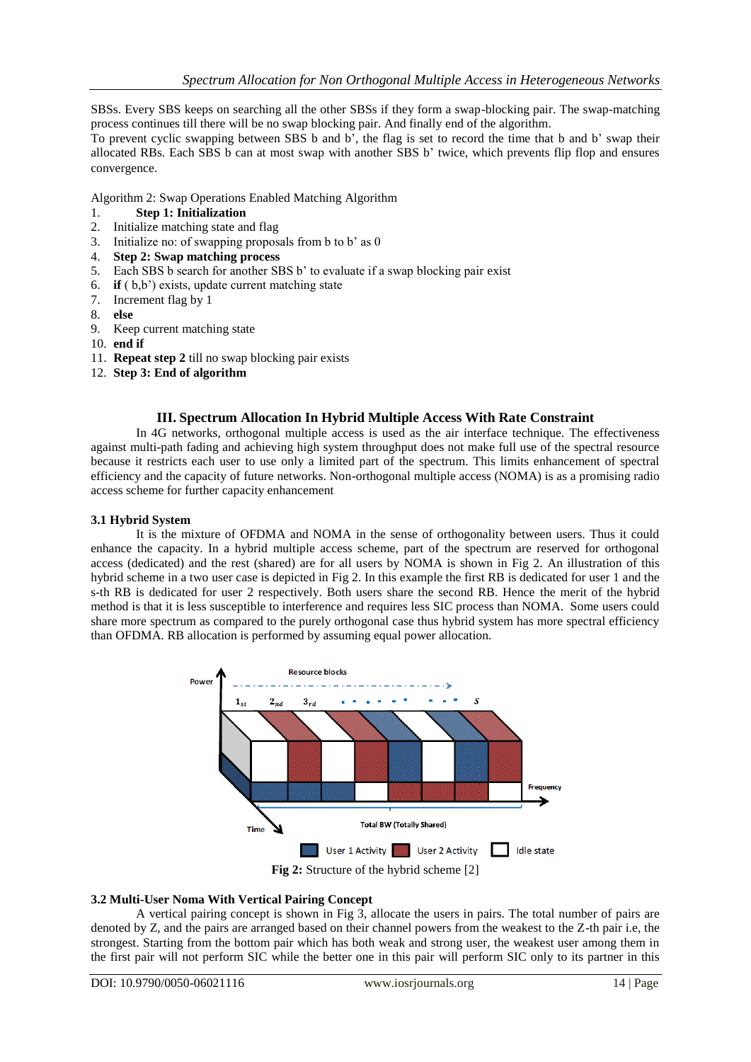SBSs. Every SBS keeps on searching all the other SBSs if they form a swap-blocking pair. The swap-matching process continues till there will be no swap blocking pair. And finally end of the algorithm.
To prevent cyclic swapping between SBS b and b', the flag is set to record the time that b and b' swap their allocated RBs. Each SBS b can at most swap with another SBS b' twice, which prevents flip flop and ensures convergence.

Algorithm 2: Swap Operations Enabled Matching Algorithm

1. **Step 1: Initialization**
2. Initialize matching state and flag
3. Initialize no: of swapping proposals from b to b' as 0
4. **Step 2: Swap matching process**
5. Each SBS b search for another SBS b' to evaluate if a swap blocking pair exist
6. **if** ( b,b') exists, update current matching state
7. Increment flag by 1
8. **else**
9. Keep current matching state
10. **end if**
11. **Repeat step 2** till no swap blocking pair exists
12. **Step 3: End of algorithm**

## III. Spectrum Allocation In Hybrid Multiple Access With Rate Constraint

In 4G networks, orthogonal multiple access is used as the air interface technique. The effectiveness against multi-path fading and achieving high system throughput does not make full use of the spectral resource because it restricts each user to use only a limited part of the spectrum. This limits enhancement of spectral efficiency and the capacity of future networks. Non-orthogonal multiple access (NOMA) is as a promising radio access scheme for further capacity enhancement

### 3.1 Hybrid System

It is the mixture of OFDMA and NOMA in the sense of orthogonality between users. Thus it could enhance the capacity. In a hybrid multiple access scheme, part of the spectrum are reserved for orthogonal access (dedicated) and the rest (shared) are for all users by NOMA is shown in Fig 2. An illustration of this hybrid scheme in a two user case is depicted in Fig 2. In this example the first RB is dedicated for user 1 and the s-th RB is dedicated for user 2 respectively. Both users share the second RB. Hence the merit of the hybrid method is that it is less susceptible to interference and requires less SIC process than NOMA. Some users could share more spectrum as compared to the purely orthogonal case thus hybrid system has more spectral efficiency than OFDMA. RB allocation is performed by assuming equal power allocation.

Power
Resource blocks
$1_{st}$ $2_{nd}$ $3_{rd}$ $S$
Frequency
Time
Total BW (Totally Shared)
User 1 Activity User 2 Activity Idle state

**Fig 2:** Structure of the hybrid scheme [2]

### 3.2 Multi-User Noma With Vertical Pairing Concept

A vertical pairing concept is shown in Fig 3, allocate the users in pairs. The total number of pairs are denoted by Z, and the pairs are arranged based on their channel powers from the weakest to the Z-th pair i.e, the strongest. Starting from the bottom pair which has both weak and strong user, the weakest user among them in the first pair will not perform SIC while the better one in this pair will perform SIC only to its partner in this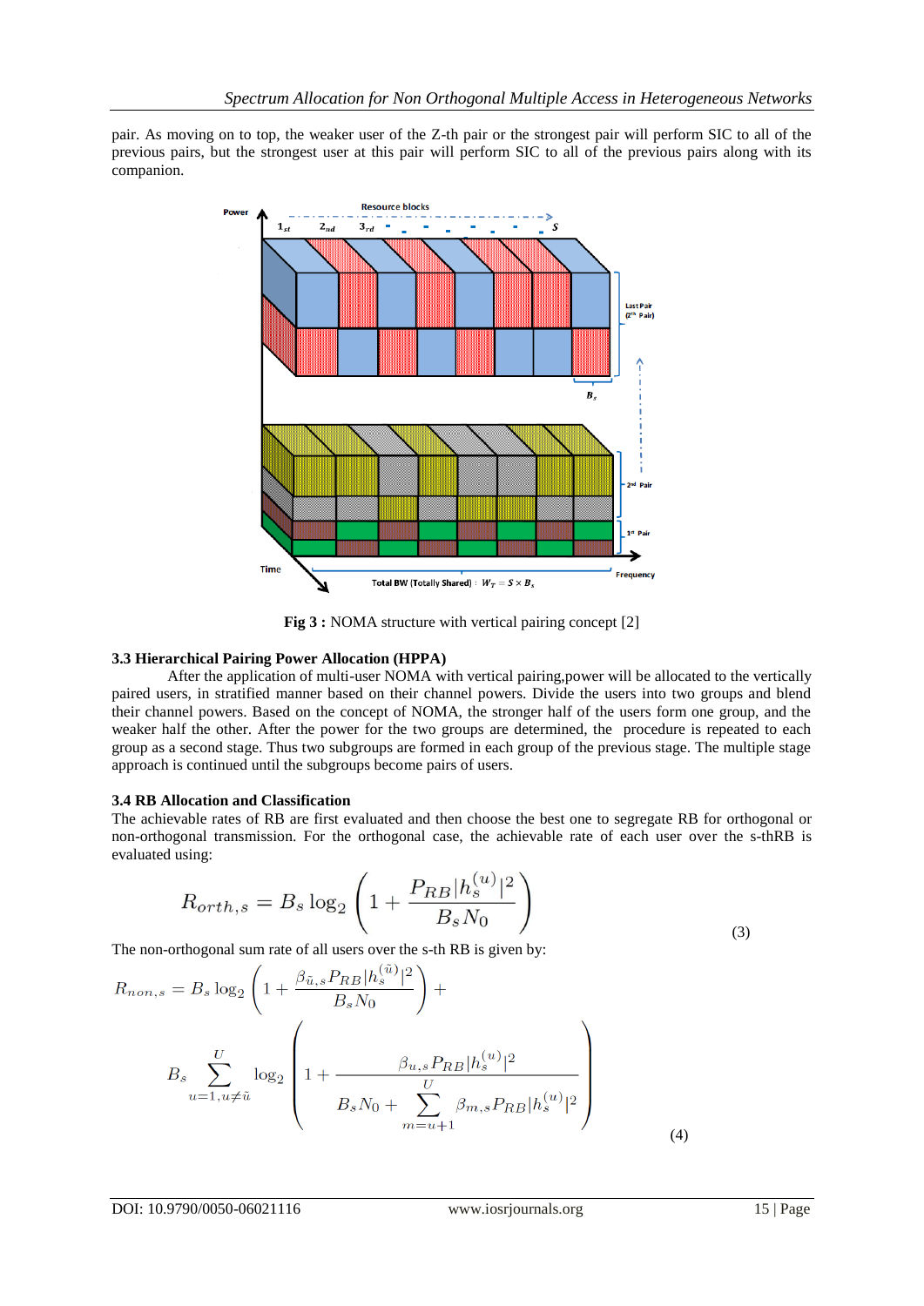pair. As moving on to top, the weaker user of the Z-th pair or the strongest pair will perform SIC to all of the previous pairs, but the strongest user at this pair will perform SIC to all of the previous pairs along with its companion.

Power

Resource blocks

$1_{st}$ $2_{nd}$ $3_{rd}$ $S$

Last Pair ($Z^{th}$ Pair)

$B_s$

$2^{nd}$ Pair

$1^{st}$ Pair

Time

Total BW (Totally Shared) : $W_T = S \times B_s$

Frequency

**Fig 3 :** NOMA structure with vertical pairing concept [2]

### 3.3 Hierarchical Pairing Power Allocation (HPPA)

After the application of multi-user NOMA with vertical pairing,power will be allocated to the vertically paired users, in stratified manner based on their channel powers. Divide the users into two groups and blend their channel powers. Based on the concept of NOMA, the stronger half of the users form one group, and the weaker half the other. After the power for the two groups are determined, the procedure is repeated to each group as a second stage. Thus two subgroups are formed in each group of the previous stage. The multiple stage approach is continued until the subgroups become pairs of users.

### 3.4 RB Allocation and Classification

The achievable rates of RB are first evaluated and then choose the best one to segregate RB for orthogonal or non-orthogonal transmission. For the orthogonal case, the achievable rate of each user over the s-thRB is evaluated using:

$$R_{orth,s} = B_s \log_2 \left( 1 + \frac{P_{RB}|h_s^{(u)}|^2}{B_s N_0} \right) \tag{3}$$

The non-orthogonal sum rate of all users over the s-th RB is given by:

$$R_{non,s} = B_s \log_2 \left( 1 + \frac{\beta_{\tilde{u},s} P_{RB}|h_s^{(\tilde{u})}|^2}{B_s N_0} \right) + B_s \sum_{u=1, u \neq \tilde{u}}^{U} \log_2 \left( 1 + \frac{\beta_{u,s} P_{RB}|h_s^{(u)}|^2}{B_s N_0 + \sum_{m=u+1}^{U} \beta_{m,s} P_{RB}|h_s^{(u)}|^2} \right) \tag{4}$$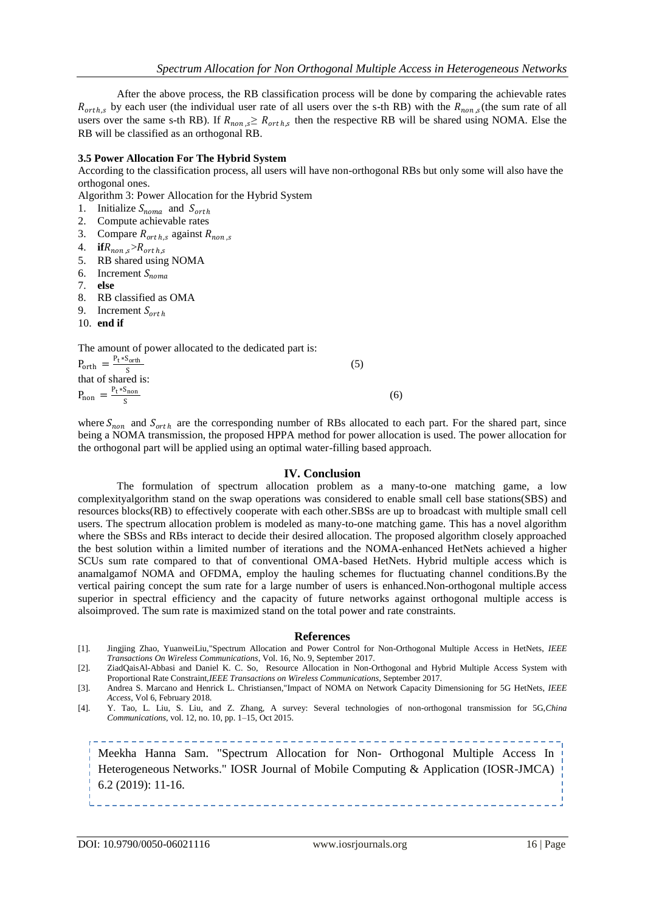After the above process, the RB classification process will be done by comparing the achievable rates $R_{orth,s}$ by each user (the individual user rate of all users over the s-th RB) with the $R_{non,s}$ (the sum rate of all users over the same s-th RB). If $R_{non,s} \geq R_{orth,s}$ then the respective RB will be shared using NOMA. Else the RB will be classified as an orthogonal RB.

### 3.5 Power Allocation For The Hybrid System

According to the classification process, all users will have non-orthogonal RBs but only some will also have the orthogonal ones.

Algorithm 3: Power Allocation for the Hybrid System

1. Initialize $S_{noma}$ and $S_{orth}$
2. Compute achievable rates
3. Compare $R_{orth,s}$ against $R_{non,s}$
4. **if** $R_{non,s} > R_{orth,s}$
5. RB shared using NOMA
6. Increment $S_{noma}$
7. **else**
8. RB classified as OMA
9. Increment $S_{orth}$
10. **end if**

The amount of power allocated to the dedicated part is:

$$P_{orth} = \frac{P_t * S_{orth}}{S} \quad (5)$$

that of shared is:

$$P_{non} = \frac{P_t * S_{non}}{S} \quad (6)$$

where $S_{non}$ and $S_{orth}$ are the corresponding number of RBs allocated to each part. For the shared part, since being a NOMA transmission, the proposed HPPA method for power allocation is used. The power allocation for the orthogonal part will be applied using an optimal water-filling based approach.

## IV. Conclusion

The formulation of spectrum allocation problem as a many-to-one matching game, a low complexityalgorithm stand on the swap operations was considered to enable small cell base stations(SBS) and resources blocks(RB) to effectively cooperate with each other.SBSs are up to broadcast with multiple small cell users. The spectrum allocation problem is modeled as many-to-one matching game. This has a novel algorithm where the SBSs and RBs interact to decide their desired allocation. The proposed algorithm closely approached the best solution within a limited number of iterations and the NOMA-enhanced HetNets achieved a higher SCUs sum rate compared to that of conventional OMA-based HetNets. Hybrid multiple access which is anamalgamof NOMA and OFDMA, employ the hauling schemes for fluctuating channel conditions.By the vertical pairing concept the sum rate for a large number of users is enhanced.Non-orthogonal multiple access superior in spectral efficiency and the capacity of future networks against orthogonal multiple access is alsoimproved. The sum rate is maximized stand on the total power and rate constraints.

## References

[1]. Jingjing Zhao, YuanweiLiu,"Spectrum Allocation and Power Control for Non-Orthogonal Multiple Access in HetNets, *IEEE Transactions On Wireless Communications*, Vol. 16, No. 9, September 2017.

[2]. ZiadQaisAl-Abbasi and Daniel K. C. So, Resource Allocation in Non-Orthogonal and Hybrid Multiple Access System with Proportional Rate Constraint,*IEEE Transactions on Wireless Communications*, September 2017.

[3]. Andrea S. Marcano and Henrick L. Christiansen,"Impact of NOMA on Network Capacity Dimensioning for 5G HetNets, *IEEE Access*, Vol 6, February 2018.

[4]. Y. Tao, L. Liu, S. Liu, and Z. Zhang, A survey: Several technologies of non-orthogonal transmission for 5G,*China Communications*, vol. 12, no. 10, pp. 1–15, Oct 2015.

Meekha Hanna Sam. "Spectrum Allocation for Non- Orthogonal Multiple Access In Heterogeneous Networks." IOSR Journal of Mobile Computing & Application (IOSR-JMCA) 6.2 (2019): 11-16.